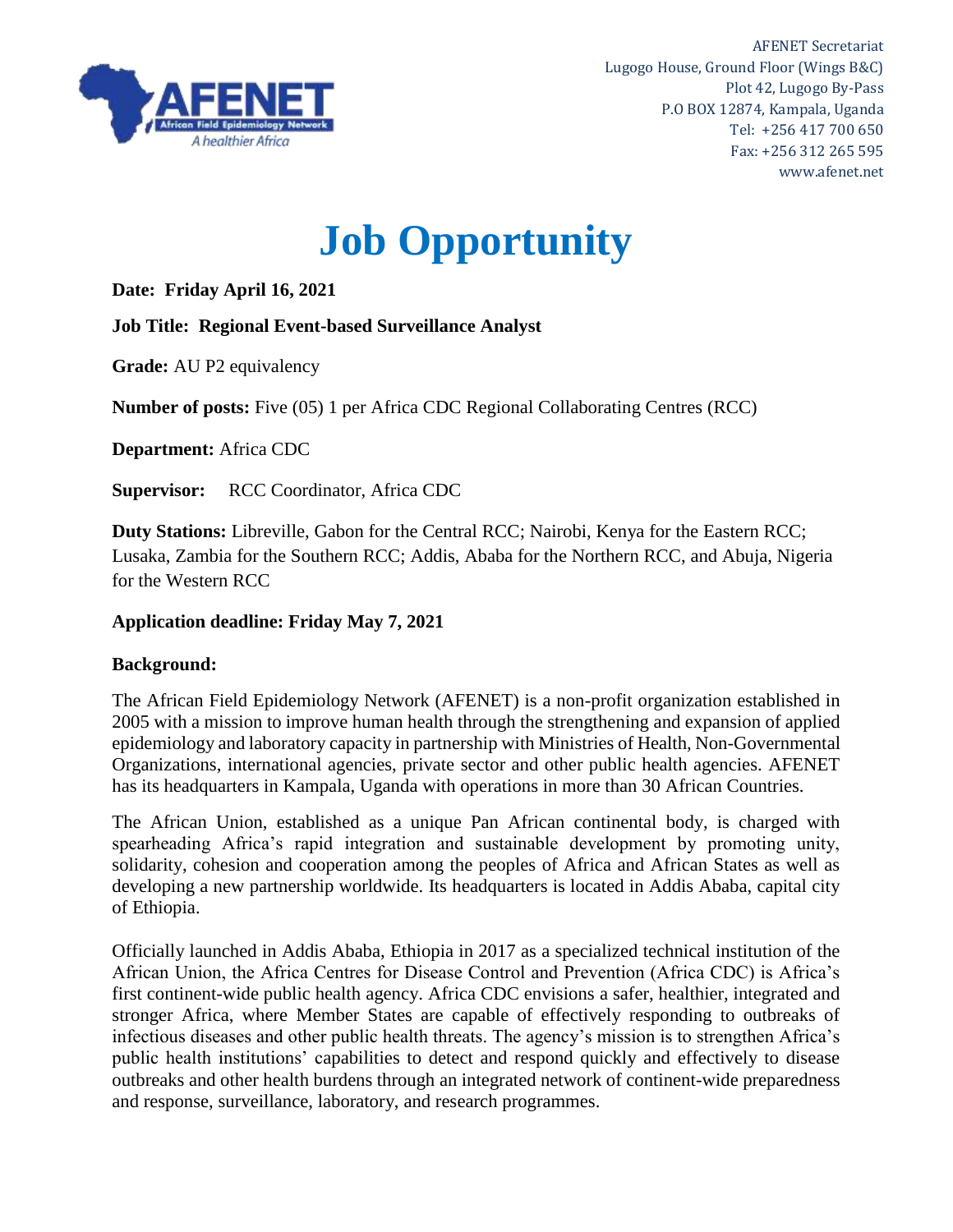AFENET Secretariat
Lugogo House, Ground Floor (Wings B&C)
Plot 42, Lugogo By-Pass
P.O BOX 12874, Kampala, Uganda
Tel: +256 417 700 650
Fax: +256 312 265 595
www.afenet.net

# Job Opportunity

**Date: Friday April 16, 2021**

**Job Title: Regional Event-based Surveillance Analyst**

**Grade:** AU P2 equivalency

**Number of posts:** Five (05) 1 per Africa CDC Regional Collaborating Centres (RCC)

**Department:** Africa CDC

**Supervisor:** RCC Coordinator, Africa CDC

**Duty Stations:** Libreville, Gabon for the Central RCC; Nairobi, Kenya for the Eastern RCC; Lusaka, Zambia for the Southern RCC; Addis, Ababa for the Northern RCC, and Abuja, Nigeria for the Western RCC

**Application deadline: Friday May 7, 2021**

**Background:**

The African Field Epidemiology Network (AFENET) is a non-profit organization established in 2005 with a mission to improve human health through the strengthening and expansion of applied epidemiology and laboratory capacity in partnership with Ministries of Health, Non-Governmental Organizations, international agencies, private sector and other public health agencies. AFENET has its headquarters in Kampala, Uganda with operations in more than 30 African Countries.

The African Union, established as a unique Pan African continental body, is charged with spearheading Africa's rapid integration and sustainable development by promoting unity, solidarity, cohesion and cooperation among the peoples of Africa and African States as well as developing a new partnership worldwide. Its headquarters is located in Addis Ababa, capital city of Ethiopia.

Officially launched in Addis Ababa, Ethiopia in 2017 as a specialized technical institution of the African Union, the Africa Centres for Disease Control and Prevention (Africa CDC) is Africa's first continent-wide public health agency. Africa CDC envisions a safer, healthier, integrated and stronger Africa, where Member States are capable of effectively responding to outbreaks of infectious diseases and other public health threats. The agency's mission is to strengthen Africa's public health institutions' capabilities to detect and respond quickly and effectively to disease outbreaks and other health burdens through an integrated network of continent-wide preparedness and response, surveillance, laboratory, and research programmes.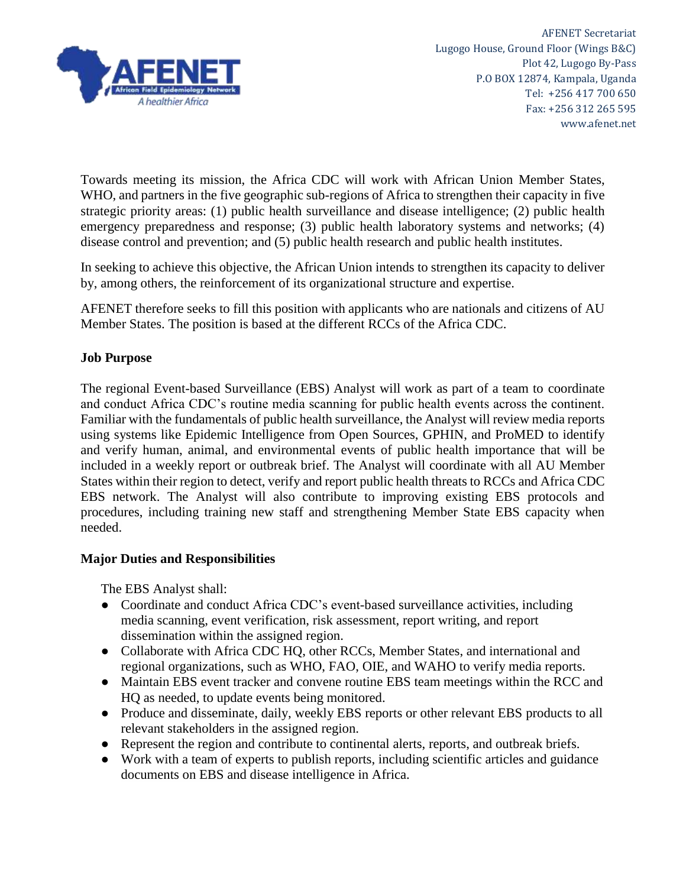Towards meeting its mission, the Africa CDC will work with African Union Member States, WHO, and partners in the five geographic sub-regions of Africa to strengthen their capacity in five strategic priority areas: (1) public health surveillance and disease intelligence; (2) public health emergency preparedness and response; (3) public health laboratory systems and networks; (4) disease control and prevention; and (5) public health research and public health institutes.

In seeking to achieve this objective, the African Union intends to strengthen its capacity to deliver by, among others, the reinforcement of its organizational structure and expertise.

AFENET therefore seeks to fill this position with applicants who are nationals and citizens of AU Member States. The position is based at the different RCCs of the Africa CDC.

**Job Purpose**

The regional Event-based Surveillance (EBS) Analyst will work as part of a team to coordinate and conduct Africa CDC's routine media scanning for public health events across the continent. Familiar with the fundamentals of public health surveillance, the Analyst will review media reports using systems like Epidemic Intelligence from Open Sources, GPHIN, and ProMED to identify and verify human, animal, and environmental events of public health importance that will be included in a weekly report or outbreak brief. The Analyst will coordinate with all AU Member States within their region to detect, verify and report public health threats to RCCs and Africa CDC EBS network. The Analyst will also contribute to improving existing EBS protocols and procedures, including training new staff and strengthening Member State EBS capacity when needed.

**Major Duties and Responsibilities**

The EBS Analyst shall:

- Coordinate and conduct Africa CDC's event-based surveillance activities, including media scanning, event verification, risk assessment, report writing, and report dissemination within the assigned region.
- Collaborate with Africa CDC HQ, other RCCs, Member States, and international and regional organizations, such as WHO, FAO, OIE, and WAHO to verify media reports.
- Maintain EBS event tracker and convene routine EBS team meetings within the RCC and HQ as needed, to update events being monitored.
- Produce and disseminate, daily, weekly EBS reports or other relevant EBS products to all relevant stakeholders in the assigned region.
- Represent the region and contribute to continental alerts, reports, and outbreak briefs.
- Work with a team of experts to publish reports, including scientific articles and guidance documents on EBS and disease intelligence in Africa.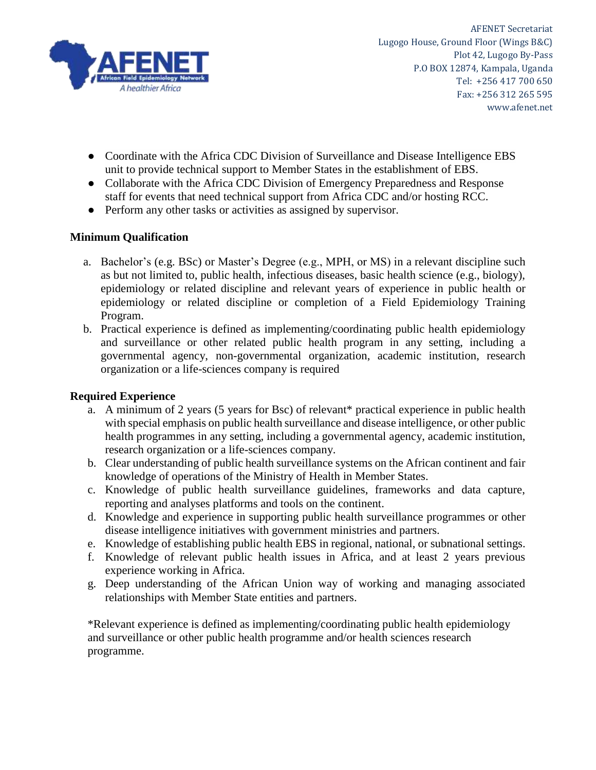- Coordinate with the Africa CDC Division of Surveillance and Disease Intelligence EBS unit to provide technical support to Member States in the establishment of EBS.
- Collaborate with the Africa CDC Division of Emergency Preparedness and Response staff for events that need technical support from Africa CDC and/or hosting RCC.
- Perform any other tasks or activities as assigned by supervisor.

**Minimum Qualification**

a. Bachelor's (e.g. BSc) or Master's Degree (e.g., MPH, or MS) in a relevant discipline such as but not limited to, public health, infectious diseases, basic health science (e.g., biology), epidemiology or related discipline and relevant years of experience in public health or epidemiology or related discipline or completion of a Field Epidemiology Training Program.
b. Practical experience is defined as implementing/coordinating public health epidemiology and surveillance or other related public health program in any setting, including a governmental agency, non-governmental organization, academic institution, research organization or a life-sciences company is required

**Required Experience**

a. A minimum of 2 years (5 years for Bsc) of relevant* practical experience in public health with special emphasis on public health surveillance and disease intelligence, or other public health programmes in any setting, including a governmental agency, academic institution, research organization or a life-sciences company.
b. Clear understanding of public health surveillance systems on the African continent and fair knowledge of operations of the Ministry of Health in Member States.
c. Knowledge of public health surveillance guidelines, frameworks and data capture, reporting and analyses platforms and tools on the continent.
d. Knowledge and experience in supporting public health surveillance programmes or other disease intelligence initiatives with government ministries and partners.
e. Knowledge of establishing public health EBS in regional, national, or subnational settings.
f. Knowledge of relevant public health issues in Africa, and at least 2 years previous experience working in Africa.
g. Deep understanding of the African Union way of working and managing associated relationships with Member State entities and partners.

*Relevant experience is defined as implementing/coordinating public health epidemiology and surveillance or other public health programme and/or health sciences research programme.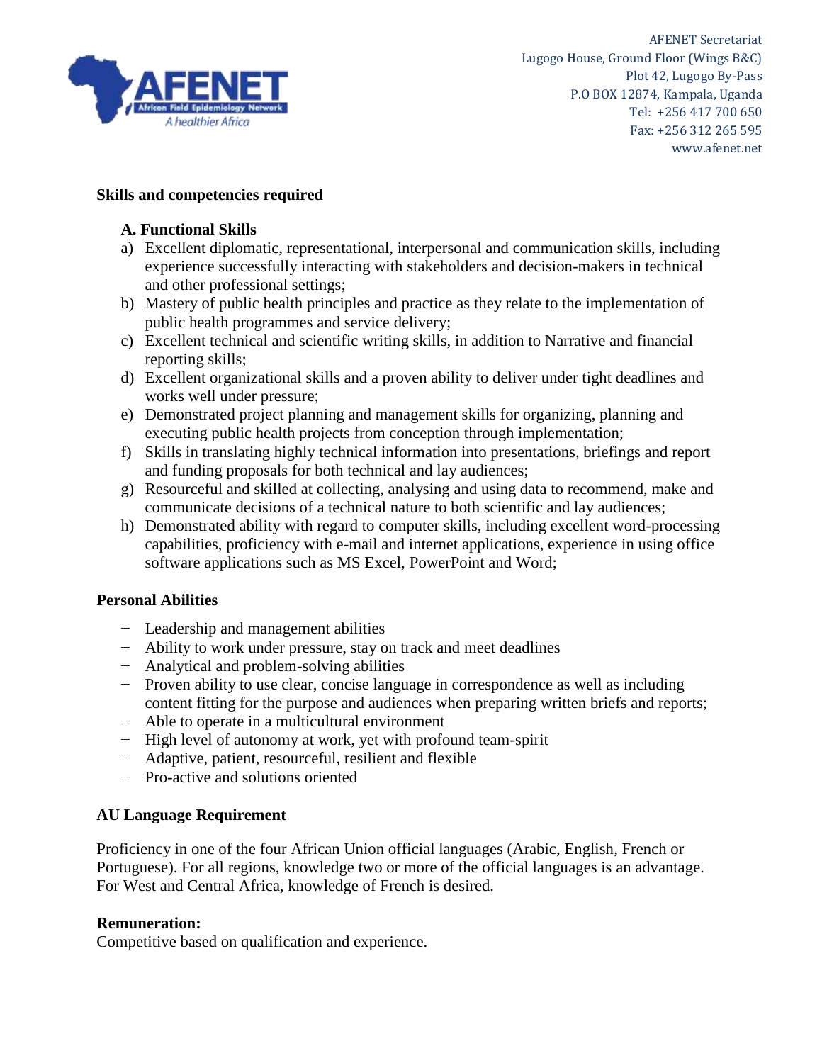## Skills and competencies required

### A. Functional Skills

a) Excellent diplomatic, representational, interpersonal and communication skills, including experience successfully interacting with stakeholders and decision-makers in technical and other professional settings;

b) Mastery of public health principles and practice as they relate to the implementation of public health programmes and service delivery;

c) Excellent technical and scientific writing skills, in addition to Narrative and financial reporting skills;

d) Excellent organizational skills and a proven ability to deliver under tight deadlines and works well under pressure;

e) Demonstrated project planning and management skills for organizing, planning and executing public health projects from conception through implementation;

f) Skills in translating highly technical information into presentations, briefings and report and funding proposals for both technical and lay audiences;

g) Resourceful and skilled at collecting, analysing and using data to recommend, make and communicate decisions of a technical nature to both scientific and lay audiences;

h) Demonstrated ability with regard to computer skills, including excellent word-processing capabilities, proficiency with e-mail and internet applications, experience in using office software applications such as MS Excel, PowerPoint and Word;

## Personal Abilities

- Leadership and management abilities
- Ability to work under pressure, stay on track and meet deadlines
- Analytical and problem-solving abilities
- Proven ability to use clear, concise language in correspondence as well as including content fitting for the purpose and audiences when preparing written briefs and reports;
- Able to operate in a multicultural environment
- High level of autonomy at work, yet with profound team-spirit
- Adaptive, patient, resourceful, resilient and flexible
- Pro-active and solutions oriented

## AU Language Requirement

Proficiency in one of the four African Union official languages (Arabic, English, French or Portuguese). For all regions, knowledge two or more of the official languages is an advantage. For West and Central Africa, knowledge of French is desired.

**Remuneration:**
Competitive based on qualification and experience.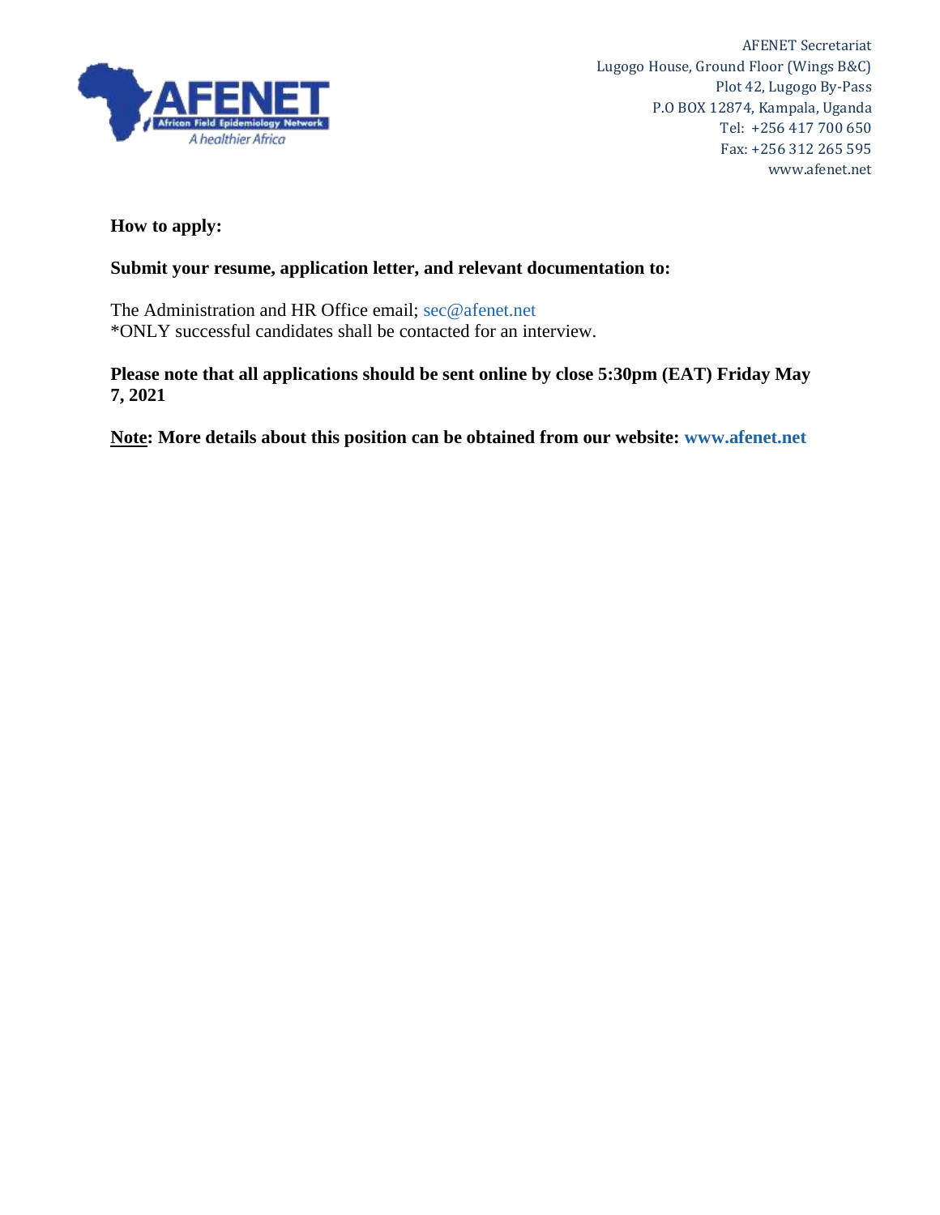AFENET Secretariat
Lugogo House, Ground Floor (Wings B&C)
Plot 42, Lugogo By-Pass
P.O BOX 12874, Kampala, Uganda
Tel: +256 417 700 650
Fax: +256 312 265 595
www.afenet.net

**How to apply:**

**Submit your resume, application letter, and relevant documentation to:**

The Administration and HR Office email; sec@afenet.net
*ONLY successful candidates shall be contacted for an interview.

**Please note that all applications should be sent online by close 5:30pm (EAT) Friday May 7, 2021**

**Note: More details about this position can be obtained from our website: www.afenet.net**